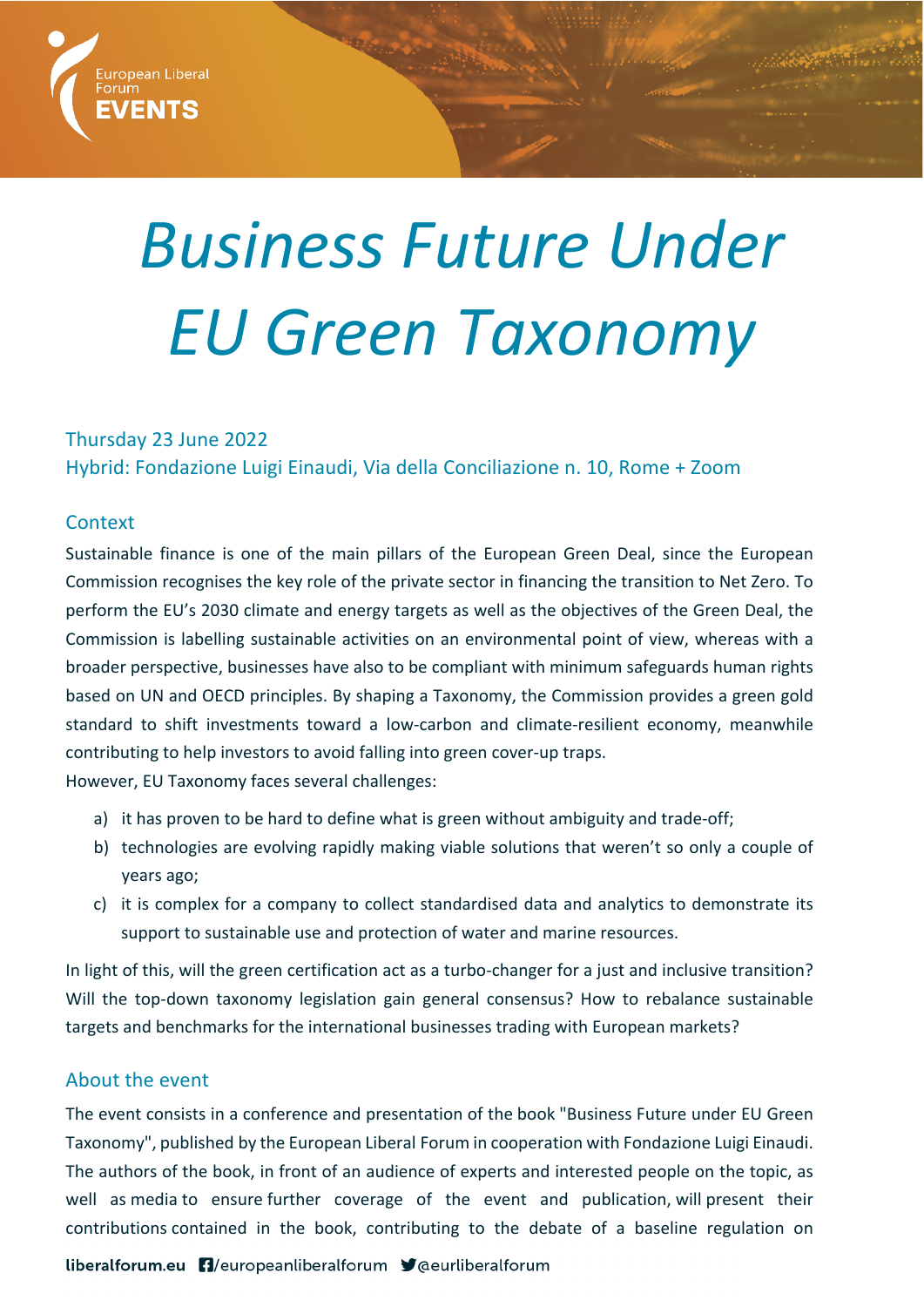European Liberal Forum
EVENTS

# *Business Future Under EU Green Taxonomy*

Thursday 23 June 2022
Hybrid: Fondazione Luigi Einaudi, Via della Conciliazione n. 10, Rome + Zoom

## Context

Sustainable finance is one of the main pillars of the European Green Deal, since the European Commission recognises the key role of the private sector in financing the transition to Net Zero. To perform the EU's 2030 climate and energy targets as well as the objectives of the Green Deal, the Commission is labelling sustainable activities on an environmental point of view, whereas with a broader perspective, businesses have also to be compliant with minimum safeguards human rights based on UN and OECD principles. By shaping a Taxonomy, the Commission provides a green gold standard to shift investments toward a low-carbon and climate-resilient economy, meanwhile contributing to help investors to avoid falling into green cover-up traps.
However, EU Taxonomy faces several challenges:

a) it has proven to be hard to define what is green without ambiguity and trade-off;
b) technologies are evolving rapidly making viable solutions that weren't so only a couple of years ago;
c) it is complex for a company to collect standardised data and analytics to demonstrate its support to sustainable use and protection of water and marine resources.

In light of this, will the green certification act as a turbo-changer for a just and inclusive transition? Will the top-down taxonomy legislation gain general consensus? How to rebalance sustainable targets and benchmarks for the international businesses trading with European markets?

## About the event

The event consists in a conference and presentation of the book "Business Future under EU Green Taxonomy", published by the European Liberal Forum in cooperation with Fondazione Luigi Einaudi. The authors of the book, in front of an audience of experts and interested people on the topic, as well as media to ensure further coverage of the event and publication, will present their contributions contained in the book, contributing to the debate of a baseline regulation on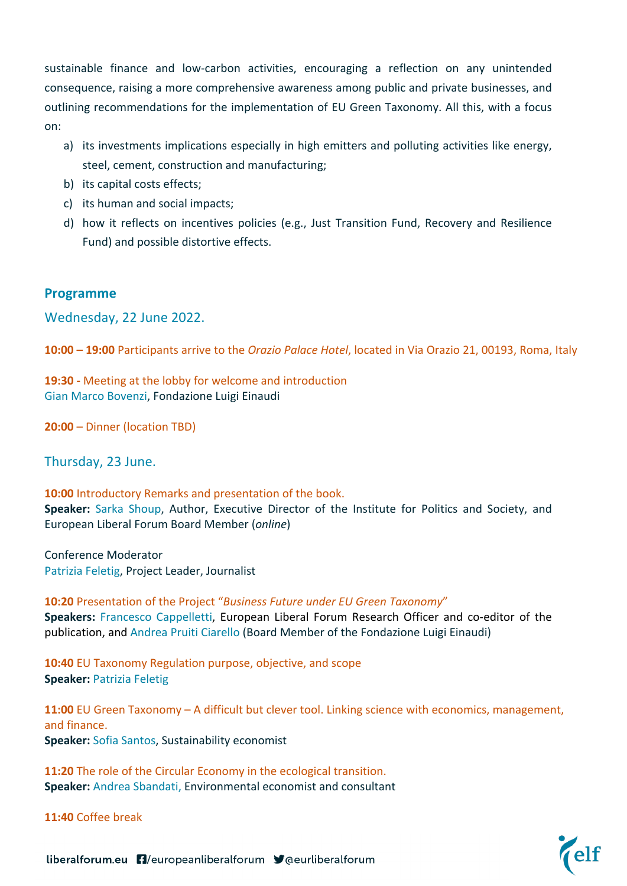sustainable finance and low-carbon activities, encouraging a reflection on any unintended consequence, raising a more comprehensive awareness among public and private businesses, and outlining recommendations for the implementation of EU Green Taxonomy. All this, with a focus on:

a) its investments implications especially in high emitters and polluting activities like energy, steel, cement, construction and manufacturing;
b) its capital costs effects;
c) its human and social impacts;
d) how it reflects on incentives policies (e.g., Just Transition Fund, Recovery and Resilience Fund) and possible distortive effects.

## Programme

### Wednesday, 22 June 2022.

**10:00 – 19:00** Participants arrive to the *Orazio Palace Hotel*, located in Via Orazio 21, 00193, Roma, Italy

**19:30 -** Meeting at the lobby for welcome and introduction
Gian Marco Bovenzi, Fondazione Luigi Einaudi

**20:00** – Dinner (location TBD)

### Thursday, 23 June.

**10:00** Introductory Remarks and presentation of the book.
**Speaker:** Sarka Shoup, Author, Executive Director of the Institute for Politics and Society, and European Liberal Forum Board Member (*online*)

Conference Moderator
Patrizia Feletig, Project Leader, Journalist

**10:20** Presentation of the Project "*Business Future under EU Green Taxonomy*"
**Speakers:** Francesco Cappelletti, European Liberal Forum Research Officer and co-editor of the publication, and Andrea Pruiti Ciarello (Board Member of the Fondazione Luigi Einaudi)

**10:40** EU Taxonomy Regulation purpose, objective, and scope
**Speaker:** Patrizia Feletig

**11:00** EU Green Taxonomy – A difficult but clever tool. Linking science with economics, management, and finance.
**Speaker:** Sofia Santos, Sustainability economist

**11:20** The role of the Circular Economy in the ecological transition.
**Speaker:** Andrea Sbandati, Environmental economist and consultant

**11:40** Coffee break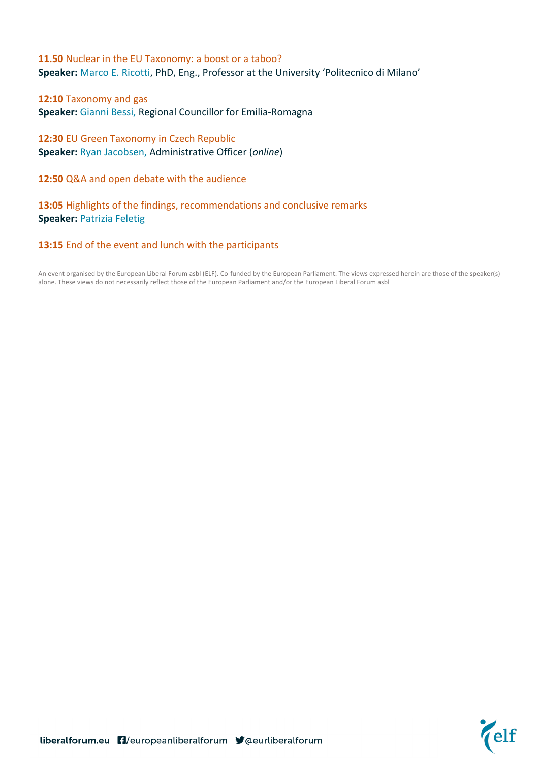**11.50** Nuclear in the EU Taxonomy: a boost or a taboo?
**Speaker:** Marco E. Ricotti, PhD, Eng., Professor at the University 'Politecnico di Milano'

**12:10** Taxonomy and gas
**Speaker:** Gianni Bessi, Regional Councillor for Emilia-Romagna

**12:30** EU Green Taxonomy in Czech Republic
**Speaker:** Ryan Jacobsen, Administrative Officer (*online*)

**12:50** Q&A and open debate with the audience

**13:05** Highlights of the findings, recommendations and conclusive remarks
**Speaker:** Patrizia Feletig

**13:15** End of the event and lunch with the participants

An event organised by the European Liberal Forum asbl (ELF). Co-funded by the European Parliament. The views expressed herein are those of the speaker(s) alone. These views do not necessarily reflect those of the European Parliament and/or the European Liberal Forum asbl